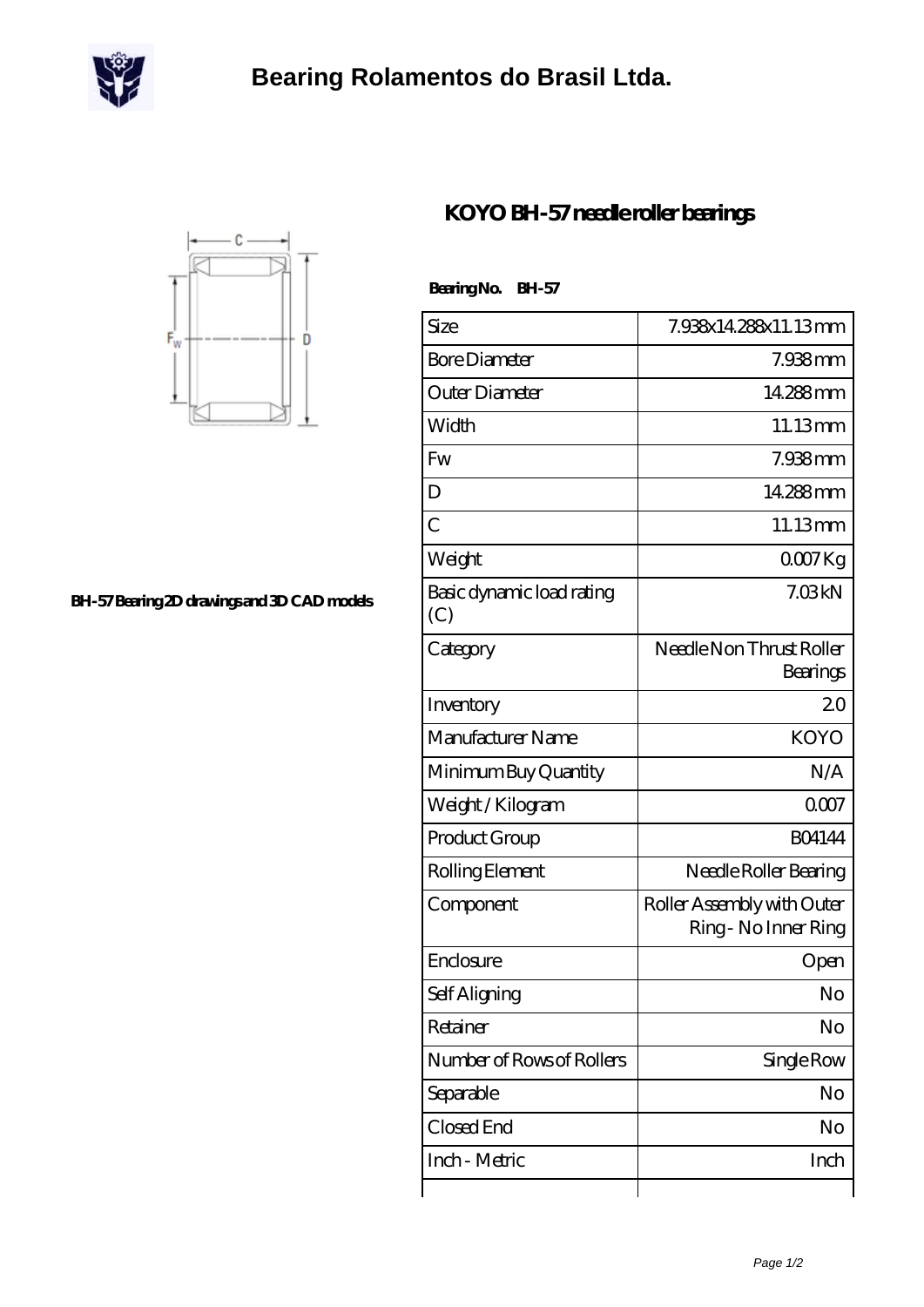# Bearing Rolamentos do Brasil Ltda.

## KOYO BH-57 needle roller bearings

BH-57 Bearing 2D drawings and 3D CAD models

**Bearing No. BH-57**

| | |
|---|---|
| Size | 7.938x14.288x11.13 mm |
| Bore Diameter | 7.938 mm |
| Outer Diameter | 14.288 mm |
| Width | 11.13 mm |
| Fw | 7.938 mm |
| D | 14.288 mm |
| C | 11.13 mm |
| Weight | 0.007 Kg |
| Basic dynamic load rating (C) | 7.03 kN |
| Category | Needle Non Thrust Roller Bearings |
| Inventory | 2.0 |
| Manufacturer Name | KOYO |
| Minimum Buy Quantity | N/A |
| Weight / Kilogram | 0.007 |
| Product Group | B04144 |
| Rolling Element | Needle Roller Bearing |
| Component | Roller Assembly with Outer Ring - No Inner Ring |
| Enclosure | Open |
| Self Aligning | No |
| Retainer | No |
| Number of Rows of Rollers | Single Row |
| Separable | No |
| Closed End | No |
| Inch - Metric | Inch |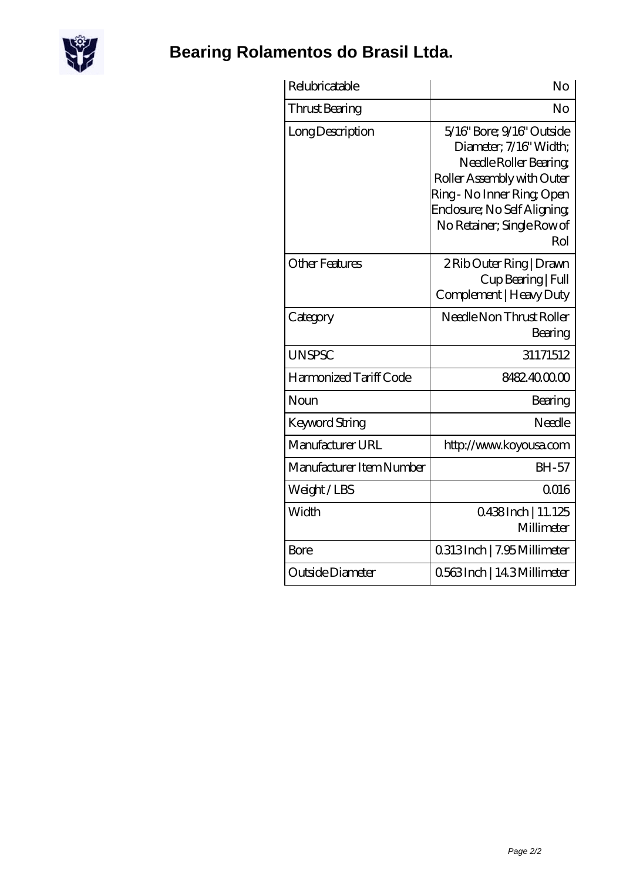# Bearing Rolamentos do Brasil Ltda.

| | |
|---|---|
| Relubricatable | No |
| Thrust Bearing | No |
| Long Description | 5/16" Bore; 9/16" Outside Diameter; 7/16" Width; Needle Roller Bearing; Roller Assembly with Outer Ring - No Inner Ring; Open Enclosure; No Self Aligning; No Retainer; Single Row of Rol |
| Other Features | 2 Rib Outer Ring \| Drawn Cup Bearing \| Full Complement \| Heavy Duty |
| Category | Needle Non Thrust Roller Bearing |
| UNSPSC | 31171512 |
| Harmonized Tariff Code | 8482.40.00.00 |
| Noun | Bearing |
| Keyword String | Needle |
| Manufacturer URL | http://www.koyousa.com |
| Manufacturer Item Number | BH-57 |
| Weight / LBS | 0.016 |
| Width | 0.438 Inch \| 11.125 Millimeter |
| Bore | 0.313 Inch \| 7.95 Millimeter |
| Outside Diameter | 0.563 Inch \| 14.3 Millimeter |